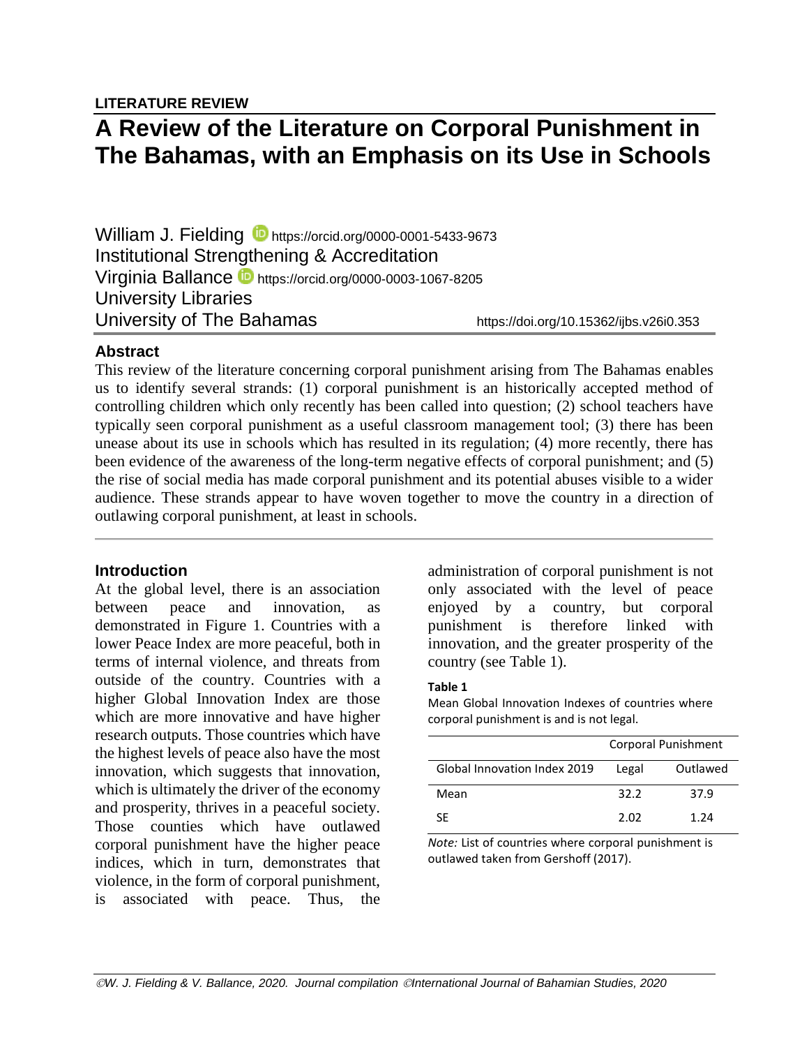**LITERATURE REVIEW**

# A Review of the Literature on Corporal Punishment in The Bahamas, with an Emphasis on its Use in Schools

William J. Fielding https://orcid.org/0000-0001-5433-9673
Institutional Strengthening & Accreditation
Virginia Ballance https://orcid.org/0000-0003-1067-8205
University Libraries
University of The Bahamas

https://doi.org/10.15362/ijbs.v26i0.353

## Abstract

This review of the literature concerning corporal punishment arising from The Bahamas enables us to identify several strands: (1) corporal punishment is an historically accepted method of controlling children which only recently has been called into question; (2) school teachers have typically seen corporal punishment as a useful classroom management tool; (3) there has been unease about its use in schools which has resulted in its regulation; (4) more recently, there has been evidence of the awareness of the long-term negative effects of corporal punishment; and (5) the rise of social media has made corporal punishment and its potential abuses visible to a wider audience. These strands appear to have woven together to move the country in a direction of outlawing corporal punishment, at least in schools.

## Introduction

At the global level, there is an association between peace and innovation, as demonstrated in Figure 1. Countries with a lower Peace Index are more peaceful, both in terms of internal violence, and threats from outside of the country. Countries with a higher Global Innovation Index are those which are more innovative and have higher research outputs. Those countries which have the highest levels of peace also have the most innovation, which suggests that innovation, which is ultimately the driver of the economy and prosperity, thrives in a peaceful society. Those counties which have outlawed corporal punishment have the higher peace indices, which in turn, demonstrates that violence, in the form of corporal punishment, is associated with peace. Thus, the administration of corporal punishment is not only associated with the level of peace enjoyed by a country, but corporal punishment is therefore linked with innovation, and the greater prosperity of the country (see Table 1).

**Table 1**
Mean Global Innovation Indexes of countries where corporal punishment is and is not legal.

| | Corporal Punishment | |
|---|---|---|
| Global Innovation Index 2019 | Legal | Outlawed |
| Mean | 32.2 | 37.9 |
| SE | 2.02 | 1.24 |

*Note:* List of countries where corporal punishment is outlawed taken from Gershoff (2017).

©W. J. Fielding & V. Ballance, 2020. Journal compilation ©International Journal of Bahamian Studies, 2020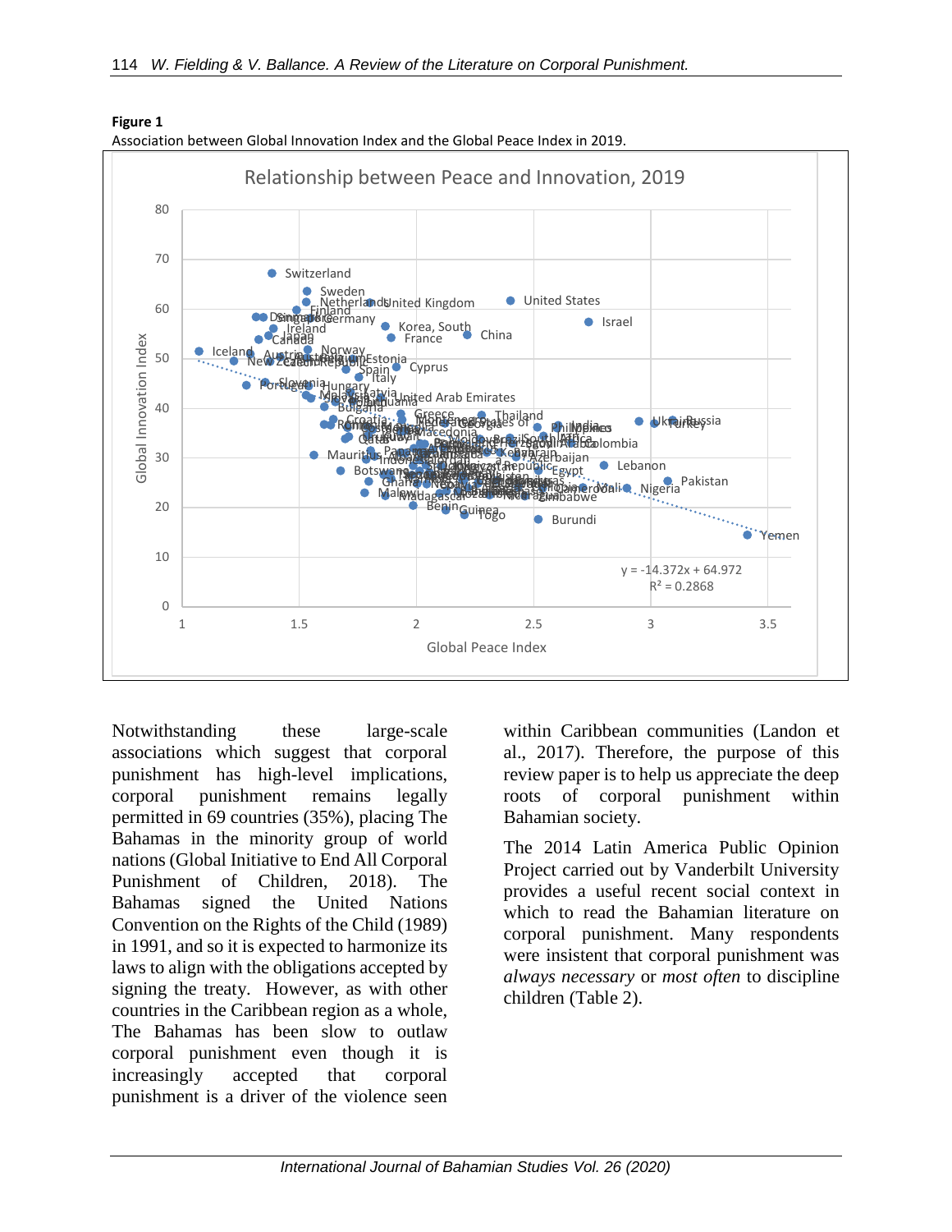**Figure 1**
Association between Global Innovation Index and the Global Peace Index in 2019.

Notwithstanding these large-scale associations which suggest that corporal punishment has high-level implications, corporal punishment remains legally permitted in 69 countries (35%), placing The Bahamas in the minority group of world nations (Global Initiative to End All Corporal Punishment of Children, 2018). The Bahamas signed the United Nations Convention on the Rights of the Child (1989) in 1991, and so it is expected to harmonize its laws to align with the obligations accepted by signing the treaty. However, as with other countries in the Caribbean region as a whole, The Bahamas has been slow to outlaw corporal punishment even though it is increasingly accepted that corporal punishment is a driver of the violence seen within Caribbean communities (Landon et al., 2017). Therefore, the purpose of this review paper is to help us appreciate the deep roots of corporal punishment within Bahamian society.

The 2014 Latin America Public Opinion Project carried out by Vanderbilt University provides a useful recent social context in which to read the Bahamian literature on corporal punishment. Many respondents were insistent that corporal punishment was *always necessary* or *most often* to discipline children (Table 2).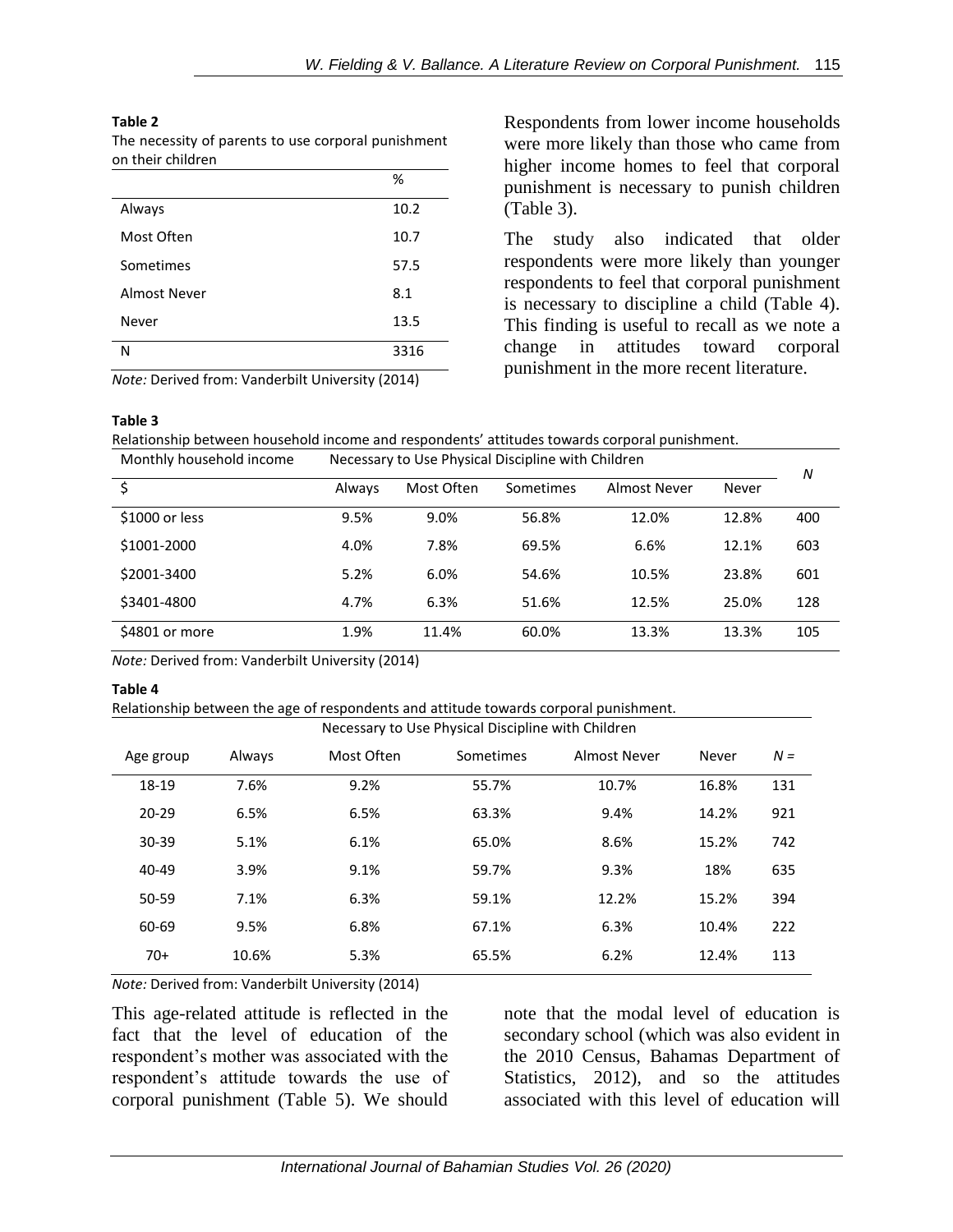**Table 2**

The necessity of parents to use corporal punishment on their children

| | % |
|---|---|
| Always | 10.2 |
| Most Often | 10.7 |
| Sometimes | 57.5 |
| Almost Never | 8.1 |
| Never | 13.5 |
| N | 3316 |

*Note:* Derived from: Vanderbilt University (2014)

Respondents from lower income households were more likely than those who came from higher income homes to feel that corporal punishment is necessary to punish children (Table 3).

The study also indicated that older respondents were more likely than younger respondents to feel that corporal punishment is necessary to discipline a child (Table 4). This finding is useful to recall as we note a change in attitudes toward corporal punishment in the more recent literature.

**Table 3**

Relationship between household income and respondents' attitudes towards corporal punishment.

| Monthly household income | Necessary to Use Physical Discipline with Children | | | | | *N* |
|---|---|---|---|---|---|---|
| $ | Always | Most Often | Sometimes | Almost Never | Never | |
| $1000 or less | 9.5% | 9.0% | 56.8% | 12.0% | 12.8% | 400 |
| $1001-2000 | 4.0% | 7.8% | 69.5% | 6.6% | 12.1% | 603 |
| $2001-3400 | 5.2% | 6.0% | 54.6% | 10.5% | 23.8% | 601 |
| $3401-4800 | 4.7% | 6.3% | 51.6% | 12.5% | 25.0% | 128 |
| $4801 or more | 1.9% | 11.4% | 60.0% | 13.3% | 13.3% | 105 |

*Note:* Derived from: Vanderbilt University (2014)

**Table 4**

Relationship between the age of respondents and attitude towards corporal punishment.

| | Necessary to Use Physical Discipline with Children | | | | | |
|---|---|---|---|---|---|---|
| Age group | Always | Most Often | Sometimes | Almost Never | Never | *N* = |
| 18-19 | 7.6% | 9.2% | 55.7% | 10.7% | 16.8% | 131 |
| 20-29 | 6.5% | 6.5% | 63.3% | 9.4% | 14.2% | 921 |
| 30-39 | 5.1% | 6.1% | 65.0% | 8.6% | 15.2% | 742 |
| 40-49 | 3.9% | 9.1% | 59.7% | 9.3% | 18% | 635 |
| 50-59 | 7.1% | 6.3% | 59.1% | 12.2% | 15.2% | 394 |
| 60-69 | 9.5% | 6.8% | 67.1% | 6.3% | 10.4% | 222 |
| 70+ | 10.6% | 5.3% | 65.5% | 6.2% | 12.4% | 113 |

*Note:* Derived from: Vanderbilt University (2014)

This age-related attitude is reflected in the fact that the level of education of the respondent's mother was associated with the respondent's attitude towards the use of corporal punishment (Table 5). We should note that the modal level of education is secondary school (which was also evident in the 2010 Census, Bahamas Department of Statistics, 2012), and so the attitudes associated with this level of education will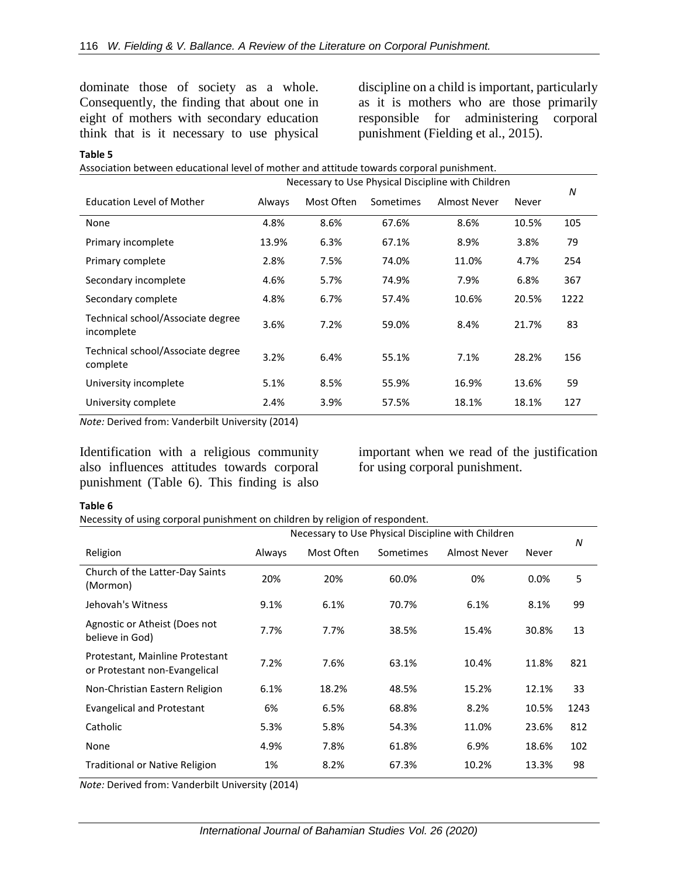dominate those of society as a whole. Consequently, the finding that about one in eight of mothers with secondary education think that is it necessary to use physical discipline on a child is important, particularly as it is mothers who are those primarily responsible for administering corporal punishment (Fielding et al., 2015).

**Table 5**

Association between educational level of mother and attitude towards corporal punishment.

| | Necessary to Use Physical Discipline with Children | | | | | *N* |
|---|---|---|---|---|---|---|
| Education Level of Mother | Always | Most Often | Sometimes | Almost Never | Never | |
| None | 4.8% | 8.6% | 67.6% | 8.6% | 10.5% | 105 |
| Primary incomplete | 13.9% | 6.3% | 67.1% | 8.9% | 3.8% | 79 |
| Primary complete | 2.8% | 7.5% | 74.0% | 11.0% | 4.7% | 254 |
| Secondary incomplete | 4.6% | 5.7% | 74.9% | 7.9% | 6.8% | 367 |
| Secondary complete | 4.8% | 6.7% | 57.4% | 10.6% | 20.5% | 1222 |
| Technical school/Associate degree incomplete | 3.6% | 7.2% | 59.0% | 8.4% | 21.7% | 83 |
| Technical school/Associate degree complete | 3.2% | 6.4% | 55.1% | 7.1% | 28.2% | 156 |
| University incomplete | 5.1% | 8.5% | 55.9% | 16.9% | 13.6% | 59 |
| University complete | 2.4% | 3.9% | 57.5% | 18.1% | 18.1% | 127 |

*Note:* Derived from: Vanderbilt University (2014)

Identification with a religious community also influences attitudes towards corporal punishment (Table 6). This finding is also important when we read of the justification for using corporal punishment.

**Table 6**

Necessity of using corporal punishment on children by religion of respondent.

| | Necessary to Use Physical Discipline with Children | | | | | *N* |
|---|---|---|---|---|---|---|
| Religion | Always | Most Often | Sometimes | Almost Never | Never | |
| Church of the Latter-Day Saints (Mormon) | 20% | 20% | 60.0% | 0% | 0.0% | 5 |
| Jehovah's Witness | 9.1% | 6.1% | 70.7% | 6.1% | 8.1% | 99 |
| Agnostic or Atheist (Does not believe in God) | 7.7% | 7.7% | 38.5% | 15.4% | 30.8% | 13 |
| Protestant, Mainline Protestant or Protestant non-Evangelical | 7.2% | 7.6% | 63.1% | 10.4% | 11.8% | 821 |
| Non-Christian Eastern Religion | 6.1% | 18.2% | 48.5% | 15.2% | 12.1% | 33 |
| Evangelical and Protestant | 6% | 6.5% | 68.8% | 8.2% | 10.5% | 1243 |
| Catholic | 5.3% | 5.8% | 54.3% | 11.0% | 23.6% | 812 |
| None | 4.9% | 7.8% | 61.8% | 6.9% | 18.6% | 102 |
| Traditional or Native Religion | 1% | 8.2% | 67.3% | 10.2% | 13.3% | 98 |

*Note:* Derived from: Vanderbilt University (2014)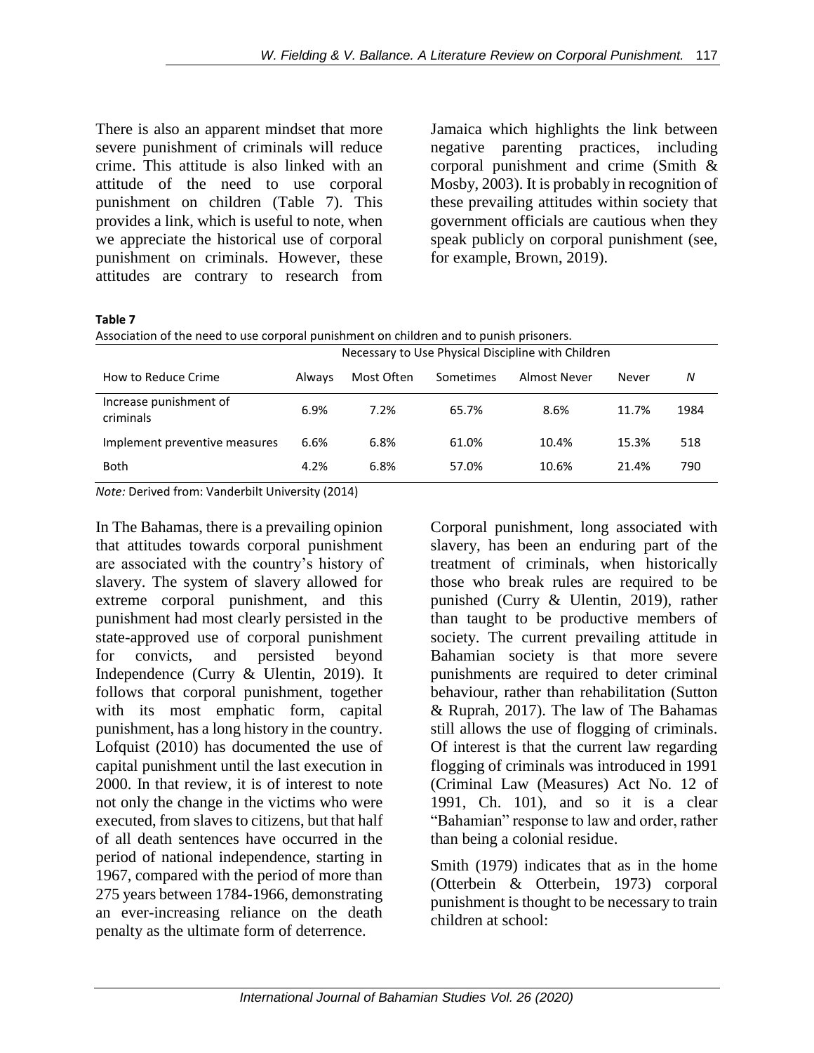There is also an apparent mindset that more severe punishment of criminals will reduce crime. This attitude is also linked with an attitude of the need to use corporal punishment on children (Table 7). This provides a link, which is useful to note, when we appreciate the historical use of corporal punishment on criminals. However, these attitudes are contrary to research from Jamaica which highlights the link between negative parenting practices, including corporal punishment and crime (Smith & Mosby, 2003). It is probably in recognition of these prevailing attitudes within society that government officials are cautious when they speak publicly on corporal punishment (see, for example, Brown, 2019).

**Table 7**

Association of the need to use corporal punishment on children and to punish prisoners.

| | Necessary to Use Physical Discipline with Children | | | | | |
|---|---|---|---|---|---|---|
| How to Reduce Crime | Always | Most Often | Sometimes | Almost Never | Never | *N* |
| Increase punishment of criminals | 6.9% | 7.2% | 65.7% | 8.6% | 11.7% | 1984 |
| Implement preventive measures | 6.6% | 6.8% | 61.0% | 10.4% | 15.3% | 518 |
| Both | 4.2% | 6.8% | 57.0% | 10.6% | 21.4% | 790 |

*Note:* Derived from: Vanderbilt University (2014)

In The Bahamas, there is a prevailing opinion that attitudes towards corporal punishment are associated with the country's history of slavery. The system of slavery allowed for extreme corporal punishment, and this punishment had most clearly persisted in the state-approved use of corporal punishment for convicts, and persisted beyond Independence (Curry & Ulentin, 2019). It follows that corporal punishment, together with its most emphatic form, capital punishment, has a long history in the country. Lofquist (2010) has documented the use of capital punishment until the last execution in 2000. In that review, it is of interest to note not only the change in the victims who were executed, from slaves to citizens, but that half of all death sentences have occurred in the period of national independence, starting in 1967, compared with the period of more than 275 years between 1784-1966, demonstrating an ever-increasing reliance on the death penalty as the ultimate form of deterrence.

Corporal punishment, long associated with slavery, has been an enduring part of the treatment of criminals, when historically those who break rules are required to be punished (Curry & Ulentin, 2019), rather than taught to be productive members of society. The current prevailing attitude in Bahamian society is that more severe punishments are required to deter criminal behaviour, rather than rehabilitation (Sutton & Ruprah, 2017). The law of The Bahamas still allows the use of flogging of criminals. Of interest is that the current law regarding flogging of criminals was introduced in 1991 (Criminal Law (Measures) Act No. 12 of 1991, Ch. 101), and so it is a clear "Bahamian" response to law and order, rather than being a colonial residue.

Smith (1979) indicates that as in the home (Otterbein & Otterbein, 1973) corporal punishment is thought to be necessary to train children at school: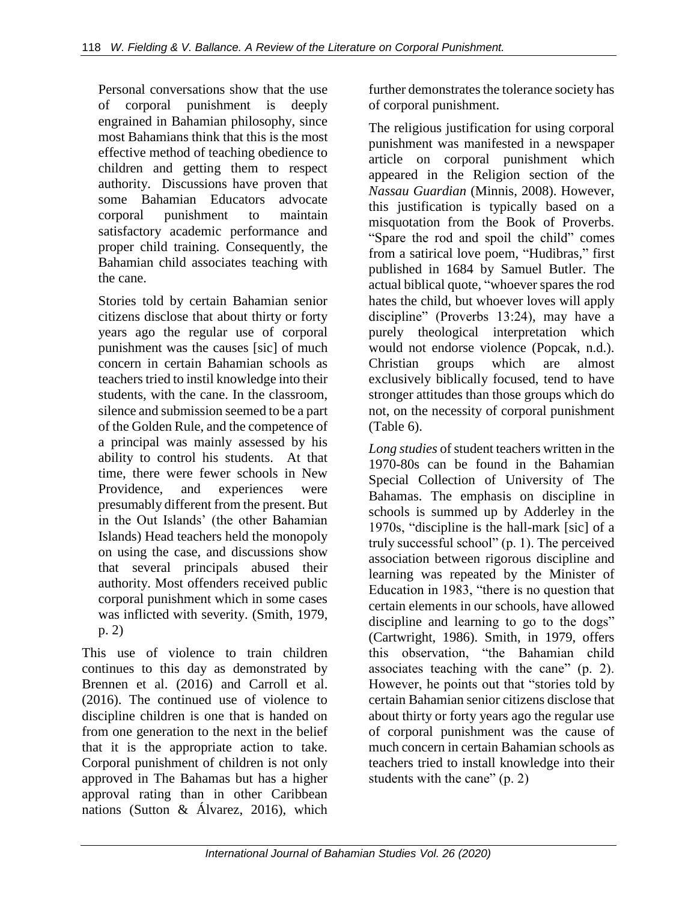Personal conversations show that the use of corporal punishment is deeply engrained in Bahamian philosophy, since most Bahamians think that this is the most effective method of teaching obedience to children and getting them to respect authority. Discussions have proven that some Bahamian Educators advocate corporal punishment to maintain satisfactory academic performance and proper child training. Consequently, the Bahamian child associates teaching with the cane.

> Stories told by certain Bahamian senior citizens disclose that about thirty or forty years ago the regular use of corporal punishment was the causes [sic] of much concern in certain Bahamian schools as teachers tried to instil knowledge into their students, with the cane. In the classroom, silence and submission seemed to be a part of the Golden Rule, and the competence of a principal was mainly assessed by his ability to control his students. At that time, there were fewer schools in New Providence, and experiences were presumably different from the present. But in the Out Islands' (the other Bahamian Islands) Head teachers held the monopoly on using the case, and discussions show that several principals abused their authority. Most offenders received public corporal punishment which in some cases was inflicted with severity. (Smith, 1979, p. 2)

This use of violence to train children continues to this day as demonstrated by Brennen et al. (2016) and Carroll et al. (2016). The continued use of violence to discipline children is one that is handed on from one generation to the next in the belief that it is the appropriate action to take. Corporal punishment of children is not only approved in The Bahamas but has a higher approval rating than in other Caribbean nations (Sutton & Álvarez, 2016), which further demonstrates the tolerance society has of corporal punishment.

The religious justification for using corporal punishment was manifested in a newspaper article on corporal punishment which appeared in the Religion section of the *Nassau Guardian* (Minnis, 2008). However, this justification is typically based on a misquotation from the Book of Proverbs. "Spare the rod and spoil the child" comes from a satirical love poem, "Hudibras," first published in 1684 by Samuel Butler. The actual biblical quote, "whoever spares the rod hates the child, but whoever loves will apply discipline" (Proverbs 13:24), may have a purely theological interpretation which would not endorse violence (Popcak, n.d.). Christian groups which are almost exclusively biblically focused, tend to have stronger attitudes than those groups which do not, on the necessity of corporal punishment (Table 6).

*Long studies* of student teachers written in the 1970-80s can be found in the Bahamian Special Collection of University of The Bahamas. The emphasis on discipline in schools is summed up by Adderley in the 1970s, "discipline is the hall-mark [sic] of a truly successful school" (p. 1). The perceived association between rigorous discipline and learning was repeated by the Minister of Education in 1983, "there is no question that certain elements in our schools, have allowed discipline and learning to go to the dogs" (Cartwright, 1986). Smith, in 1979, offers this observation, "the Bahamian child associates teaching with the cane" (p. 2). However, he points out that "stories told by certain Bahamian senior citizens disclose that about thirty or forty years ago the regular use of corporal punishment was the cause of much concern in certain Bahamian schools as teachers tried to install knowledge into their students with the cane" (p. 2)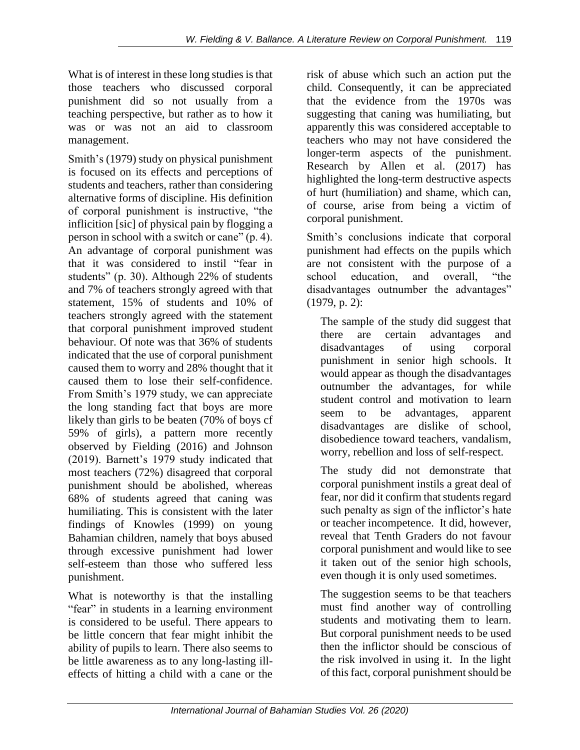What is of interest in these long studies is that those teachers who discussed corporal punishment did so not usually from a teaching perspective, but rather as to how it was or was not an aid to classroom management.

Smith's (1979) study on physical punishment is focused on its effects and perceptions of students and teachers, rather than considering alternative forms of discipline. His definition of corporal punishment is instructive, "the inflicition [sic] of physical pain by flogging a person in school with a switch or cane" (p. 4). An advantage of corporal punishment was that it was considered to instil "fear in students" (p. 30). Although 22% of students and 7% of teachers strongly agreed with that statement, 15% of students and 10% of teachers strongly agreed with the statement that corporal punishment improved student behaviour. Of note was that 36% of students indicated that the use of corporal punishment caused them to worry and 28% thought that it caused them to lose their self-confidence. From Smith's 1979 study, we can appreciate the long standing fact that boys are more likely than girls to be beaten (70% of boys cf 59% of girls), a pattern more recently observed by Fielding (2016) and Johnson (2019). Barnett's 1979 study indicated that most teachers (72%) disagreed that corporal punishment should be abolished, whereas 68% of students agreed that caning was humiliating. This is consistent with the later findings of Knowles (1999) on young Bahamian children, namely that boys abused through excessive punishment had lower self-esteem than those who suffered less punishment.

What is noteworthy is that the installing "fear" in students in a learning environment is considered to be useful. There appears to be little concern that fear might inhibit the ability of pupils to learn. There also seems to be little awareness as to any long-lasting ill-effects of hitting a child with a cane or the risk of abuse which such an action put the child. Consequently, it can be appreciated that the evidence from the 1970s was suggesting that caning was humiliating, but apparently this was considered acceptable to teachers who may not have considered the longer-term aspects of the punishment. Research by Allen et al. (2017) has highlighted the long-term destructive aspects of hurt (humiliation) and shame, which can, of course, arise from being a victim of corporal punishment.

Smith's conclusions indicate that corporal punishment had effects on the pupils which are not consistent with the purpose of a school education, and overall, "the disadvantages outnumber the advantages" (1979, p. 2):

> The sample of the study did suggest that there are certain advantages and disadvantages of using corporal punishment in senior high schools. It would appear as though the disadvantages outnumber the advantages, for while student control and motivation to learn seem to be advantages, apparent disadvantages are dislike of school, disobedience toward teachers, vandalism, worry, rebellion and loss of self-respect.
>
> The study did not demonstrate that corporal punishment instils a great deal of fear, nor did it confirm that students regard such penalty as sign of the inflictor's hate or teacher incompetence. It did, however, reveal that Tenth Graders do not favour corporal punishment and would like to see it taken out of the senior high schools, even though it is only used sometimes.
>
> The suggestion seems to be that teachers must find another way of controlling students and motivating them to learn. But corporal punishment needs to be used then the inflictor should be conscious of the risk involved in using it. In the light of this fact, corporal punishment should be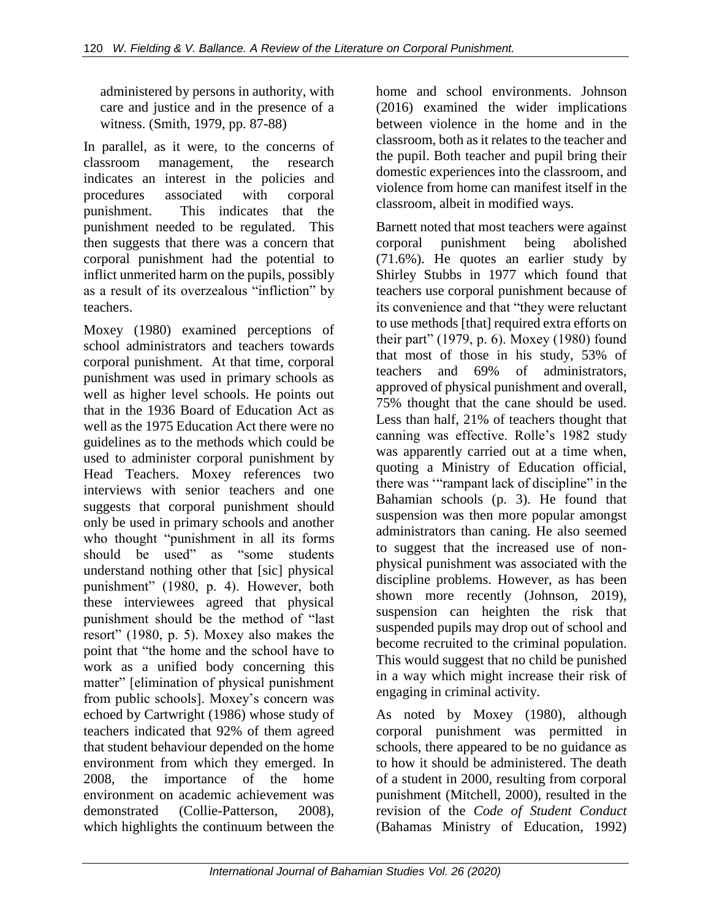administered by persons in authority, with care and justice and in the presence of a witness. (Smith, 1979, pp. 87-88)

In parallel, as it were, to the concerns of classroom management, the research indicates an interest in the policies and procedures associated with corporal punishment. This indicates that the punishment needed to be regulated. This then suggests that there was a concern that corporal punishment had the potential to inflict unmerited harm on the pupils, possibly as a result of its overzealous "infliction" by teachers.

Moxey (1980) examined perceptions of school administrators and teachers towards corporal punishment. At that time, corporal punishment was used in primary schools as well as higher level schools. He points out that in the 1936 Board of Education Act as well as the 1975 Education Act there were no guidelines as to the methods which could be used to administer corporal punishment by Head Teachers. Moxey references two interviews with senior teachers and one suggests that corporal punishment should only be used in primary schools and another who thought "punishment in all its forms should be used" as "some students understand nothing other that [sic] physical punishment" (1980, p. 4). However, both these interviewees agreed that physical punishment should be the method of "last resort" (1980, p. 5). Moxey also makes the point that "the home and the school have to work as a unified body concerning this matter" [elimination of physical punishment from public schools]. Moxey's concern was echoed by Cartwright (1986) whose study of teachers indicated that 92% of them agreed that student behaviour depended on the home environment from which they emerged. In 2008, the importance of the home environment on academic achievement was demonstrated (Collie-Patterson, 2008), which highlights the continuum between the home and school environments. Johnson (2016) examined the wider implications between violence in the home and in the classroom, both as it relates to the teacher and the pupil. Both teacher and pupil bring their domestic experiences into the classroom, and violence from home can manifest itself in the classroom, albeit in modified ways.

Barnett noted that most teachers were against corporal punishment being abolished (71.6%). He quotes an earlier study by Shirley Stubbs in 1977 which found that teachers use corporal punishment because of its convenience and that "they were reluctant to use methods [that] required extra efforts on their part" (1979, p. 6). Moxey (1980) found that most of those in his study, 53% of teachers and 69% of administrators, approved of physical punishment and overall, 75% thought that the cane should be used. Less than half, 21% of teachers thought that canning was effective. Rolle's 1982 study was apparently carried out at a time when, quoting a Ministry of Education official, there was '"rampant lack of discipline" in the Bahamian schools (p. 3). He found that suspension was then more popular amongst administrators than caning. He also seemed to suggest that the increased use of non-physical punishment was associated with the discipline problems. However, as has been shown more recently (Johnson, 2019), suspension can heighten the risk that suspended pupils may drop out of school and become recruited to the criminal population. This would suggest that no child be punished in a way which might increase their risk of engaging in criminal activity.

As noted by Moxey (1980), although corporal punishment was permitted in schools, there appeared to be no guidance as to how it should be administered. The death of a student in 2000, resulting from corporal punishment (Mitchell, 2000), resulted in the revision of the *Code of Student Conduct* (Bahamas Ministry of Education, 1992)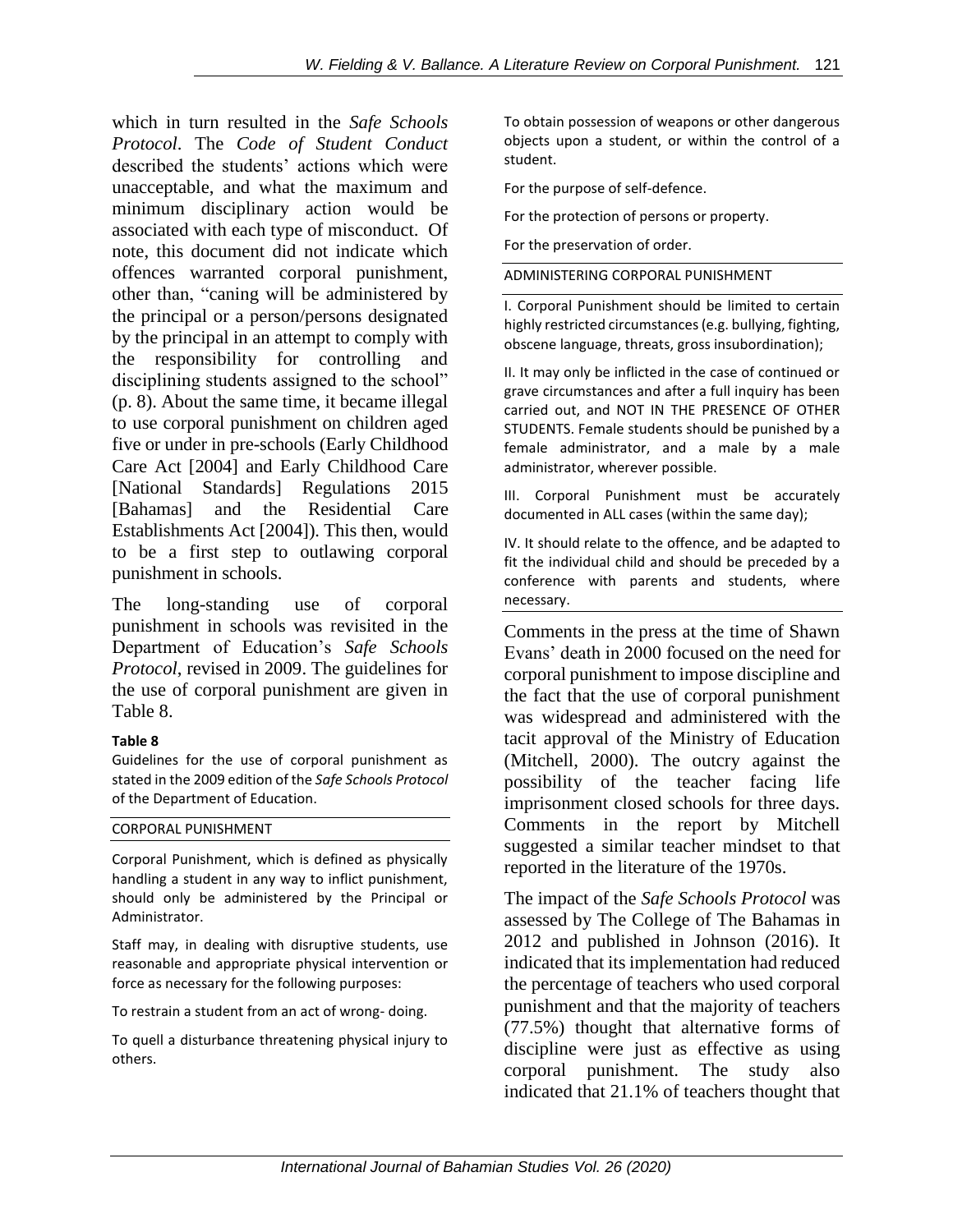which in turn resulted in the *Safe Schools Protocol*. The *Code of Student Conduct* described the students' actions which were unacceptable, and what the maximum and minimum disciplinary action would be associated with each type of misconduct. Of note, this document did not indicate which offences warranted corporal punishment, other than, "caning will be administered by the principal or a person/persons designated by the principal in an attempt to comply with the responsibility for controlling and disciplining students assigned to the school" (p. 8). About the same time, it became illegal to use corporal punishment on children aged five or under in pre-schools (Early Childhood Care Act [2004] and Early Childhood Care [National Standards] Regulations 2015 [Bahamas] and the Residential Care Establishments Act [2004]). This then, would to be a first step to outlawing corporal punishment in schools.

The long-standing use of corporal punishment in schools was revisited in the Department of Education's *Safe Schools Protocol*, revised in 2009. The guidelines for the use of corporal punishment are given in Table 8.

**Table 8**

Guidelines for the use of corporal punishment as stated in the 2009 edition of the *Safe Schools Protocol* of the Department of Education.

| CORPORAL PUNISHMENT |
|---|
| Corporal Punishment, which is defined as physically handling a student in any way to inflict punishment, should only be administered by the Principal or Administrator. |
| Staff may, in dealing with disruptive students, use reasonable and appropriate physical intervention or force as necessary for the following purposes: |
| To restrain a student from an act of wrong- doing. |
| To quell a disturbance threatening physical injury to others. |
| To obtain possession of weapons or other dangerous objects upon a student, or within the control of a student. |
| For the purpose of self-defence. |
| For the protection of persons or property. |
| For the preservation of order. |
| **ADMINISTERING CORPORAL PUNISHMENT** |
| I. Corporal Punishment should be limited to certain highly restricted circumstances (e.g. bullying, fighting, obscene language, threats, gross insubordination); |
| II. It may only be inflicted in the case of continued or grave circumstances and after a full inquiry has been carried out, and NOT IN THE PRESENCE OF OTHER STUDENTS. Female students should be punished by a female administrator, and a male by a male administrator, wherever possible. |
| III. Corporal Punishment must be accurately documented in ALL cases (within the same day); |
| IV. It should relate to the offence, and be adapted to fit the individual child and should be preceded by a conference with parents and students, where necessary. |

Comments in the press at the time of Shawn Evans' death in 2000 focused on the need for corporal punishment to impose discipline and the fact that the use of corporal punishment was widespread and administered with the tacit approval of the Ministry of Education (Mitchell, 2000). The outcry against the possibility of the teacher facing life imprisonment closed schools for three days. Comments in the report by Mitchell suggested a similar teacher mindset to that reported in the literature of the 1970s.

The impact of the *Safe Schools Protocol* was assessed by The College of The Bahamas in 2012 and published in Johnson (2016). It indicated that its implementation had reduced the percentage of teachers who used corporal punishment and that the majority of teachers (77.5%) thought that alternative forms of discipline were just as effective as using corporal punishment. The study also indicated that 21.1% of teachers thought that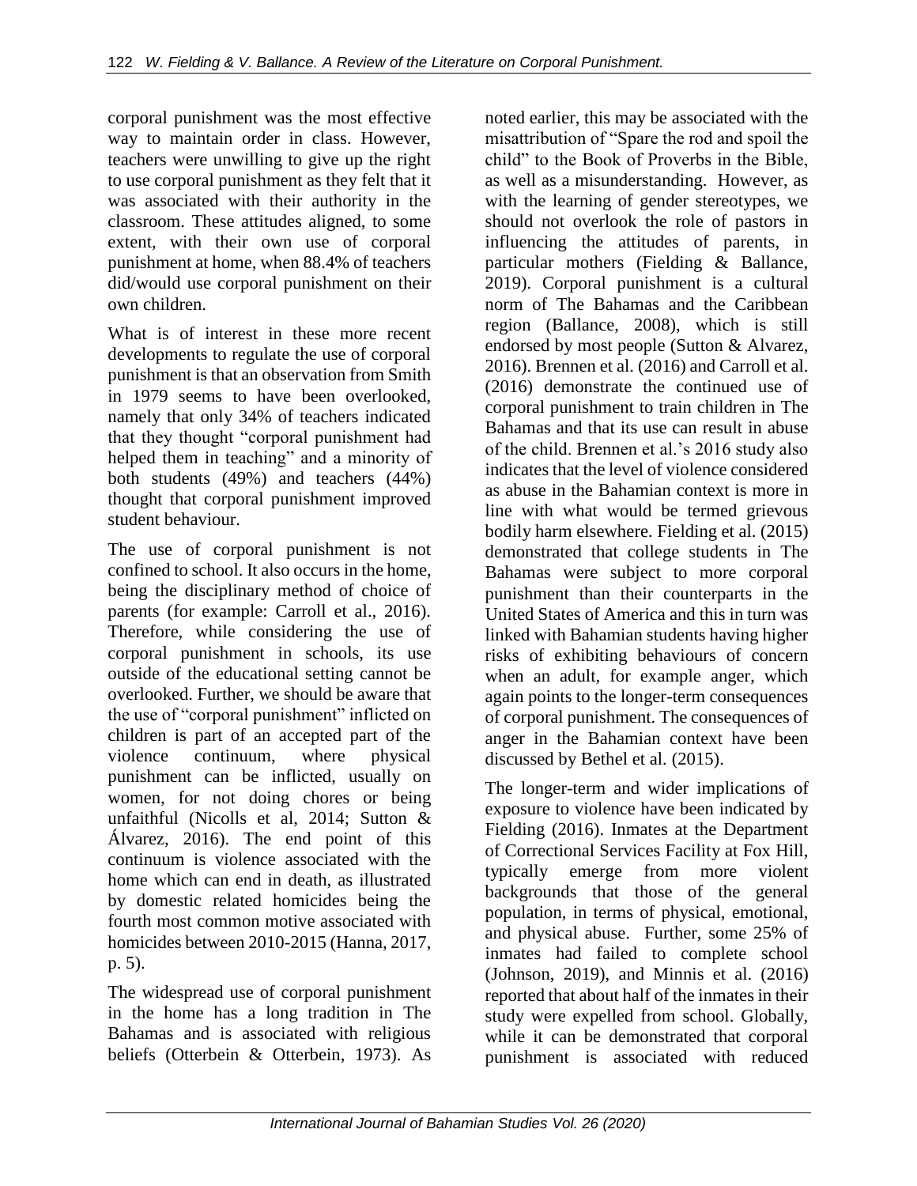corporal punishment was the most effective way to maintain order in class. However, teachers were unwilling to give up the right to use corporal punishment as they felt that it was associated with their authority in the classroom. These attitudes aligned, to some extent, with their own use of corporal punishment at home, when 88.4% of teachers did/would use corporal punishment on their own children.

What is of interest in these more recent developments to regulate the use of corporal punishment is that an observation from Smith in 1979 seems to have been overlooked, namely that only 34% of teachers indicated that they thought "corporal punishment had helped them in teaching" and a minority of both students (49%) and teachers (44%) thought that corporal punishment improved student behaviour.

The use of corporal punishment is not confined to school. It also occurs in the home, being the disciplinary method of choice of parents (for example: Carroll et al., 2016). Therefore, while considering the use of corporal punishment in schools, its use outside of the educational setting cannot be overlooked. Further, we should be aware that the use of "corporal punishment" inflicted on children is part of an accepted part of the violence continuum, where physical punishment can be inflicted, usually on women, for not doing chores or being unfaithful (Nicolls et al, 2014; Sutton & Álvarez, 2016). The end point of this continuum is violence associated with the home which can end in death, as illustrated by domestic related homicides being the fourth most common motive associated with homicides between 2010-2015 (Hanna, 2017, p. 5).

The widespread use of corporal punishment in the home has a long tradition in The Bahamas and is associated with religious beliefs (Otterbein & Otterbein, 1973). As noted earlier, this may be associated with the misattribution of "Spare the rod and spoil the child" to the Book of Proverbs in the Bible, as well as a misunderstanding. However, as with the learning of gender stereotypes, we should not overlook the role of pastors in influencing the attitudes of parents, in particular mothers (Fielding & Ballance, 2019). Corporal punishment is a cultural norm of The Bahamas and the Caribbean region (Ballance, 2008), which is still endorsed by most people (Sutton & Alvarez, 2016). Brennen et al. (2016) and Carroll et al. (2016) demonstrate the continued use of corporal punishment to train children in The Bahamas and that its use can result in abuse of the child. Brennen et al.'s 2016 study also indicates that the level of violence considered as abuse in the Bahamian context is more in line with what would be termed grievous bodily harm elsewhere. Fielding et al. (2015) demonstrated that college students in The Bahamas were subject to more corporal punishment than their counterparts in the United States of America and this in turn was linked with Bahamian students having higher risks of exhibiting behaviours of concern when an adult, for example anger, which again points to the longer-term consequences of corporal punishment. The consequences of anger in the Bahamian context have been discussed by Bethel et al. (2015).

The longer-term and wider implications of exposure to violence have been indicated by Fielding (2016). Inmates at the Department of Correctional Services Facility at Fox Hill, typically emerge from more violent backgrounds that those of the general population, in terms of physical, emotional, and physical abuse. Further, some 25% of inmates had failed to complete school (Johnson, 2019), and Minnis et al. (2016) reported that about half of the inmates in their study were expelled from school. Globally, while it can be demonstrated that corporal punishment is associated with reduced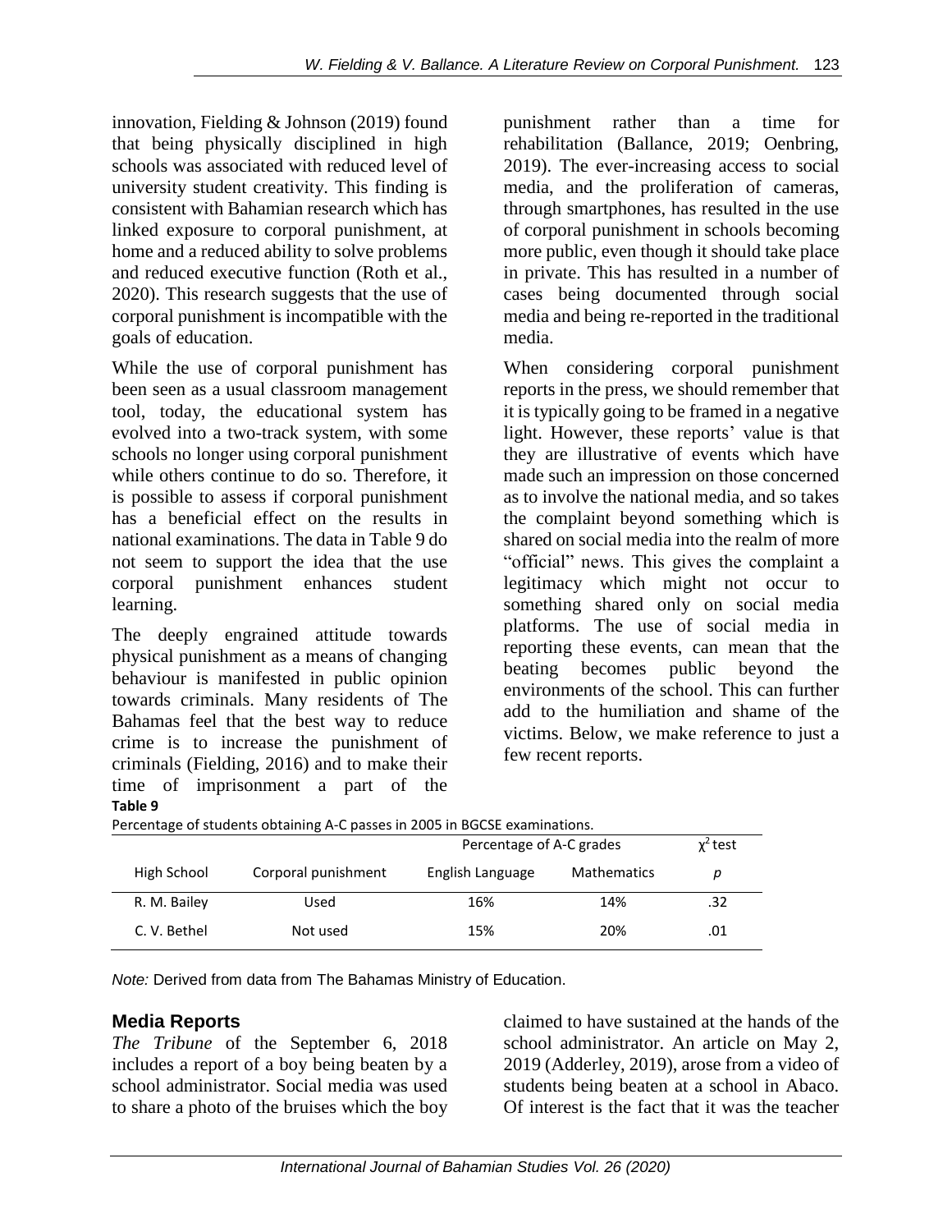innovation, Fielding & Johnson (2019) found that being physically disciplined in high schools was associated with reduced level of university student creativity. This finding is consistent with Bahamian research which has linked exposure to corporal punishment, at home and a reduced ability to solve problems and reduced executive function (Roth et al., 2020). This research suggests that the use of corporal punishment is incompatible with the goals of education.

While the use of corporal punishment has been seen as a usual classroom management tool, today, the educational system has evolved into a two-track system, with some schools no longer using corporal punishment while others continue to do so. Therefore, it is possible to assess if corporal punishment has a beneficial effect on the results in national examinations. The data in Table 9 do not seem to support the idea that the use corporal punishment enhances student learning.

The deeply engrained attitude towards physical punishment as a means of changing behaviour is manifested in public opinion towards criminals. Many residents of The Bahamas feel that the best way to reduce crime is to increase the punishment of criminals (Fielding, 2016) and to make their time of imprisonment a part of the punishment rather than a time for rehabilitation (Ballance, 2019; Oenbring, 2019). The ever-increasing access to social media, and the proliferation of cameras, through smartphones, has resulted in the use of corporal punishment in schools becoming more public, even though it should take place in private. This has resulted in a number of cases being documented through social media and being re-reported in the traditional media.

When considering corporal punishment reports in the press, we should remember that it is typically going to be framed in a negative light. However, these reports' value is that they are illustrative of events which have made such an impression on those concerned as to involve the national media, and so takes the complaint beyond something which is shared on social media into the realm of more "official" news. This gives the complaint a legitimacy which might not occur to something shared only on social media platforms. The use of social media in reporting these events, can mean that the beating becomes public beyond the environments of the school. This can further add to the humiliation and shame of the victims. Below, we make reference to just a few recent reports.

**Table 9**

Percentage of students obtaining A-C passes in 2005 in BGCSE examinations.

| | | Percentage of A-C grades | | $\chi^2$ test |
|---|---|---|---|---|
| High School | Corporal punishment | English Language | Mathematics | *p* |
| R. M. Bailey | Used | 16% | 14% | .32 |
| C. V. Bethel | Not used | 15% | 20% | .01 |

*Note:* Derived from data from The Bahamas Ministry of Education.

## Media Reports

*The Tribune* of the September 6, 2018 includes a report of a boy being beaten by a school administrator. Social media was used to share a photo of the bruises which the boy claimed to have sustained at the hands of the school administrator. An article on May 2, 2019 (Adderley, 2019), arose from a video of students being beaten at a school in Abaco. Of interest is the fact that it was the teacher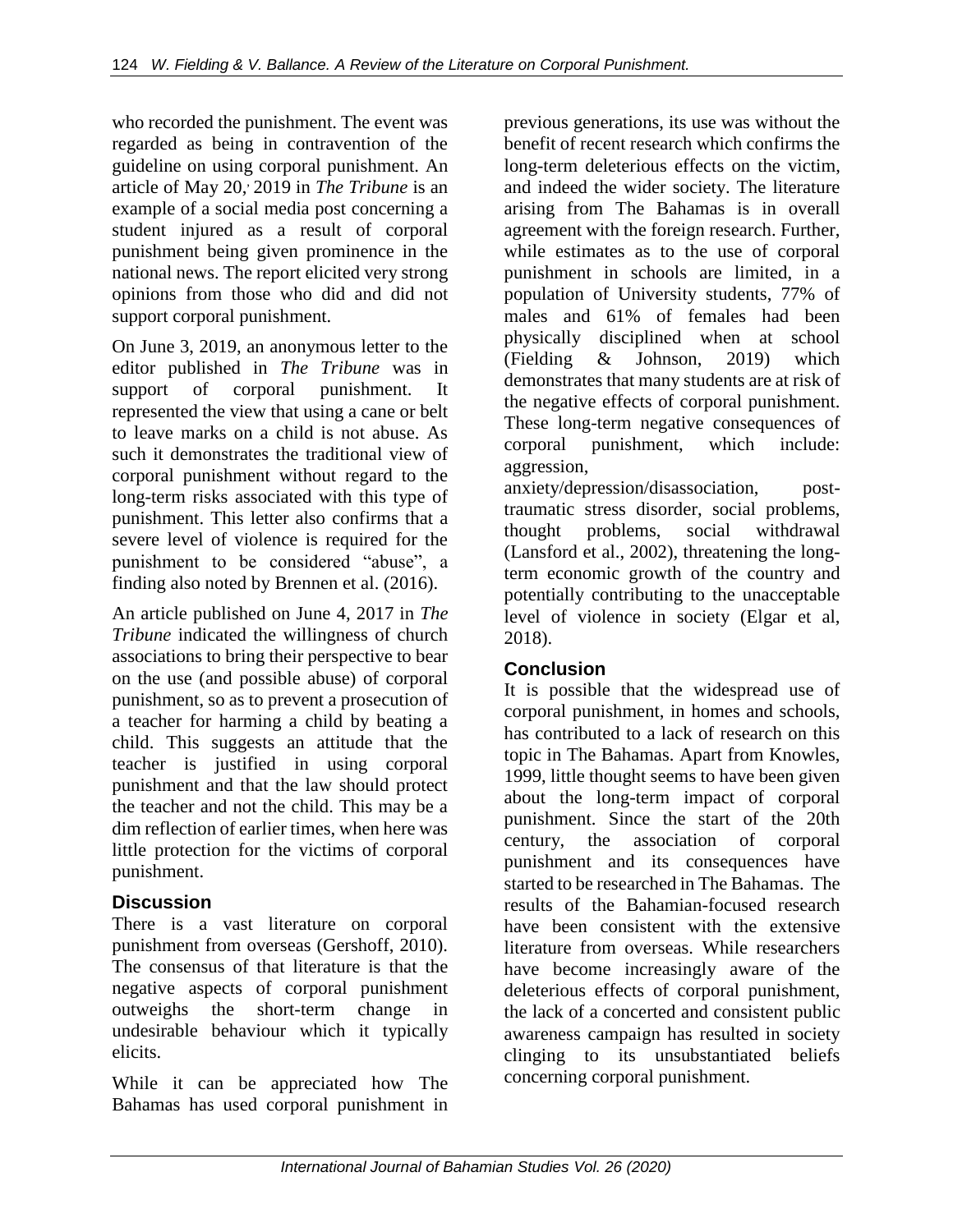who recorded the punishment. The event was regarded as being in contravention of the guideline on using corporal punishment. An article of May 20, 2019 in *The Tribune* is an example of a social media post concerning a student injured as a result of corporal punishment being given prominence in the national news. The report elicited very strong opinions from those who did and did not support corporal punishment.

On June 3, 2019, an anonymous letter to the editor published in *The Tribune* was in support of corporal punishment. It represented the view that using a cane or belt to leave marks on a child is not abuse. As such it demonstrates the traditional view of corporal punishment without regard to the long-term risks associated with this type of punishment. This letter also confirms that a severe level of violence is required for the punishment to be considered "abuse", a finding also noted by Brennen et al. (2016).

An article published on June 4, 2017 in *The Tribune* indicated the willingness of church associations to bring their perspective to bear on the use (and possible abuse) of corporal punishment, so as to prevent a prosecution of a teacher for harming a child by beating a child. This suggests an attitude that the teacher is justified in using corporal punishment and that the law should protect the teacher and not the child. This may be a dim reflection of earlier times, when here was little protection for the victims of corporal punishment.

## Discussion

There is a vast literature on corporal punishment from overseas (Gershoff, 2010). The consensus of that literature is that the negative aspects of corporal punishment outweighs the short-term change in undesirable behaviour which it typically elicits.

While it can be appreciated how The Bahamas has used corporal punishment in previous generations, its use was without the benefit of recent research which confirms the long-term deleterious effects on the victim, and indeed the wider society. The literature arising from The Bahamas is in overall agreement with the foreign research. Further, while estimates as to the use of corporal punishment in schools are limited, in a population of University students, 77% of males and 61% of females had been physically disciplined when at school (Fielding & Johnson, 2019) which demonstrates that many students are at risk of the negative effects of corporal punishment. These long-term negative consequences of corporal punishment, which include: aggression, anxiety/depression/disassociation, post-traumatic stress disorder, social problems, thought problems, social withdrawal (Lansford et al., 2002), threatening the long-term economic growth of the country and potentially contributing to the unacceptable level of violence in society (Elgar et al, 2018).

## Conclusion

It is possible that the widespread use of corporal punishment, in homes and schools, has contributed to a lack of research on this topic in The Bahamas. Apart from Knowles, 1999, little thought seems to have been given about the long-term impact of corporal punishment. Since the start of the 20th century, the association of corporal punishment and its consequences have started to be researched in The Bahamas. The results of the Bahamian-focused research have been consistent with the extensive literature from overseas. While researchers have become increasingly aware of the deleterious effects of corporal punishment, the lack of a concerted and consistent public awareness campaign has resulted in society clinging to its unsubstantiated beliefs concerning corporal punishment.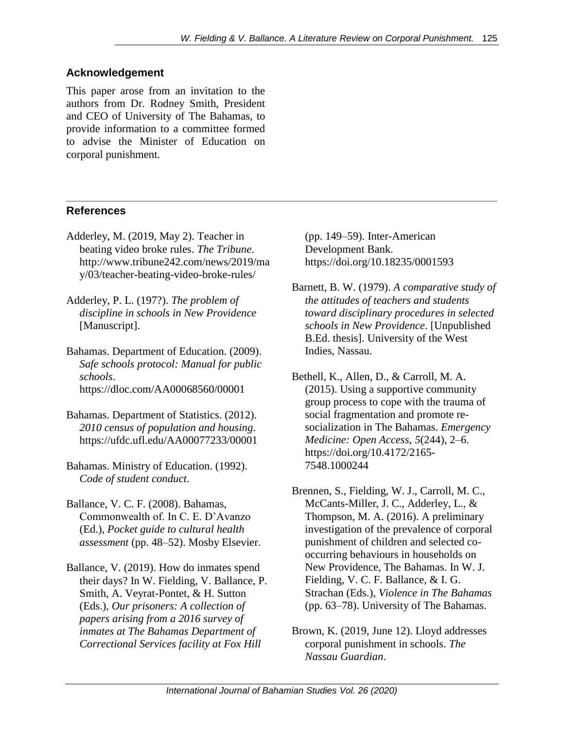## Acknowledgement

This paper arose from an invitation to the authors from Dr. Rodney Smith, President and CEO of University of The Bahamas, to provide information to a committee formed to advise the Minister of Education on corporal punishment.

## References

Adderley, M. (2019, May 2). Teacher in beating video broke rules. *The Tribune*. http://www.tribune242.com/news/2019/may/03/teacher-beating-video-broke-rules/

Adderley, P. L. (197?). *The problem of discipline in schools in New Providence* [Manuscript].

Bahamas. Department of Education. (2009). *Safe schools protocol: Manual for public schools*. https://dloc.com/AA00068560/00001

Bahamas. Department of Statistics. (2012). *2010 census of population and housing*. https://ufdc.ufl.edu/AA00077233/00001

Bahamas. Ministry of Education. (1992). *Code of student conduct*.

Ballance, V. C. F. (2008). Bahamas, Commonwealth of. In C. E. D'Avanzo (Ed.), *Pocket guide to cultural health assessment* (pp. 48–52). Mosby Elsevier.

Ballance, V. (2019). How do inmates spend their days? In W. Fielding, V. Ballance, P. Smith, A. Veyrat-Pontet, & H. Sutton (Eds.), *Our prisoners: A collection of papers arising from a 2016 survey of inmates at The Bahamas Department of Correctional Services facility at Fox Hill* (pp. 149–59). Inter-American Development Bank. https://doi.org/10.18235/0001593

Barnett, B. W. (1979). *A comparative study of the attitudes of teachers and students toward disciplinary procedures in selected schools in New Providence*. [Unpublished B.Ed. thesis]. University of the West Indies, Nassau.

Bethell, K., Allen, D., & Carroll, M. A. (2015). Using a supportive community group process to cope with the trauma of social fragmentation and promote re-socialization in The Bahamas. *Emergency Medicine: Open Access*, *5*(244), 2–6. https://doi.org/10.4172/2165-7548.1000244

Brennen, S., Fielding, W. J., Carroll, M. C., McCants-Miller, J. C., Adderley, L., & Thompson, M. A. (2016). A preliminary investigation of the prevalence of corporal punishment of children and selected co-occurring behaviours in households on New Providence, The Bahamas. In W. J. Fielding, V. C. F. Ballance, & I. G. Strachan (Eds.), *Violence in The Bahamas* (pp. 63–78). University of The Bahamas.

Brown, K. (2019, June 12). Lloyd addresses corporal punishment in schools. *The Nassau Guardian*.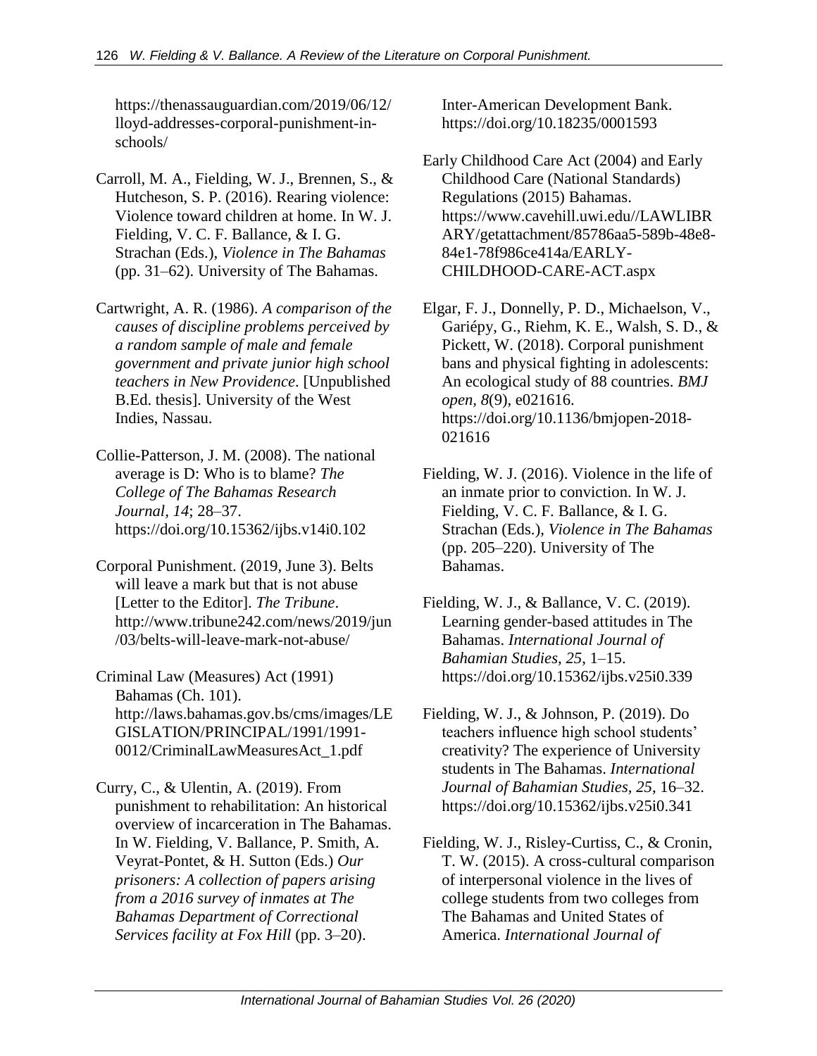https://thenassauguardian.com/2019/06/12/lloyd-addresses-corporal-punishment-in-schools/

Carroll, M. A., Fielding, W. J., Brennen, S., & Hutcheson, S. P. (2016). Rearing violence: Violence toward children at home. In W. J. Fielding, V. C. F. Ballance, & I. G. Strachan (Eds.), *Violence in The Bahamas* (pp. 31–62). University of The Bahamas.

Cartwright, A. R. (1986). *A comparison of the causes of discipline problems perceived by a random sample of male and female government and private junior high school teachers in New Providence*. [Unpublished B.Ed. thesis]. University of the West Indies, Nassau.

Collie-Patterson, J. M. (2008). The national average is D: Who is to blame? *The College of The Bahamas Research Journal, 14*; 28–37. https://doi.org/10.15362/ijbs.v14i0.102

Corporal Punishment. (2019, June 3). Belts will leave a mark but that is not abuse [Letter to the Editor]. *The Tribune*. http://www.tribune242.com/news/2019/jun/03/belts-will-leave-mark-not-abuse/

Criminal Law (Measures) Act (1991) Bahamas (Ch. 101). http://laws.bahamas.gov.bs/cms/images/LEGISLATION/PRINCIPAL/1991/1991-0012/CriminalLawMeasuresAct_1.pdf

Curry, C., & Ulentin, A. (2019). From punishment to rehabilitation: An historical overview of incarceration in The Bahamas. In W. Fielding, V. Ballance, P. Smith, A. Veyrat-Pontet, & H. Sutton (Eds.) *Our prisoners: A collection of papers arising from a 2016 survey of inmates at The Bahamas Department of Correctional Services facility at Fox Hill* (pp. 3–20). Inter-American Development Bank. https://doi.org/10.18235/0001593

Early Childhood Care Act (2004) and Early Childhood Care (National Standards) Regulations (2015) Bahamas. https://www.cavehill.uwi.edu//LAWLIBRARY/getattachment/85786aa5-589b-48e8-84e1-78f986ce414a/EARLY-CHILDHOOD-CARE-ACT.aspx

Elgar, F. J., Donnelly, P. D., Michaelson, V., Gariépy, G., Riehm, K. E., Walsh, S. D., & Pickett, W. (2018). Corporal punishment bans and physical fighting in adolescents: An ecological study of 88 countries. *BMJ open, 8*(9), e021616. https://doi.org/10.1136/bmjopen-2018-021616

Fielding, W. J. (2016). Violence in the life of an inmate prior to conviction. In W. J. Fielding, V. C. F. Ballance, & I. G. Strachan (Eds.), *Violence in The Bahamas* (pp. 205–220). University of The Bahamas.

Fielding, W. J., & Ballance, V. C. (2019). Learning gender-based attitudes in The Bahamas. *International Journal of Bahamian Studies, 25*, 1–15. https://doi.org/10.15362/ijbs.v25i0.339

Fielding, W. J., & Johnson, P. (2019). Do teachers influence high school students' creativity? The experience of University students in The Bahamas. *International Journal of Bahamian Studies, 25*, 16–32. https://doi.org/10.15362/ijbs.v25i0.341

Fielding, W. J., Risley-Curtiss, C., & Cronin, T. W. (2015). A cross-cultural comparison of interpersonal violence in the lives of college students from two colleges from The Bahamas and United States of America. *International Journal of*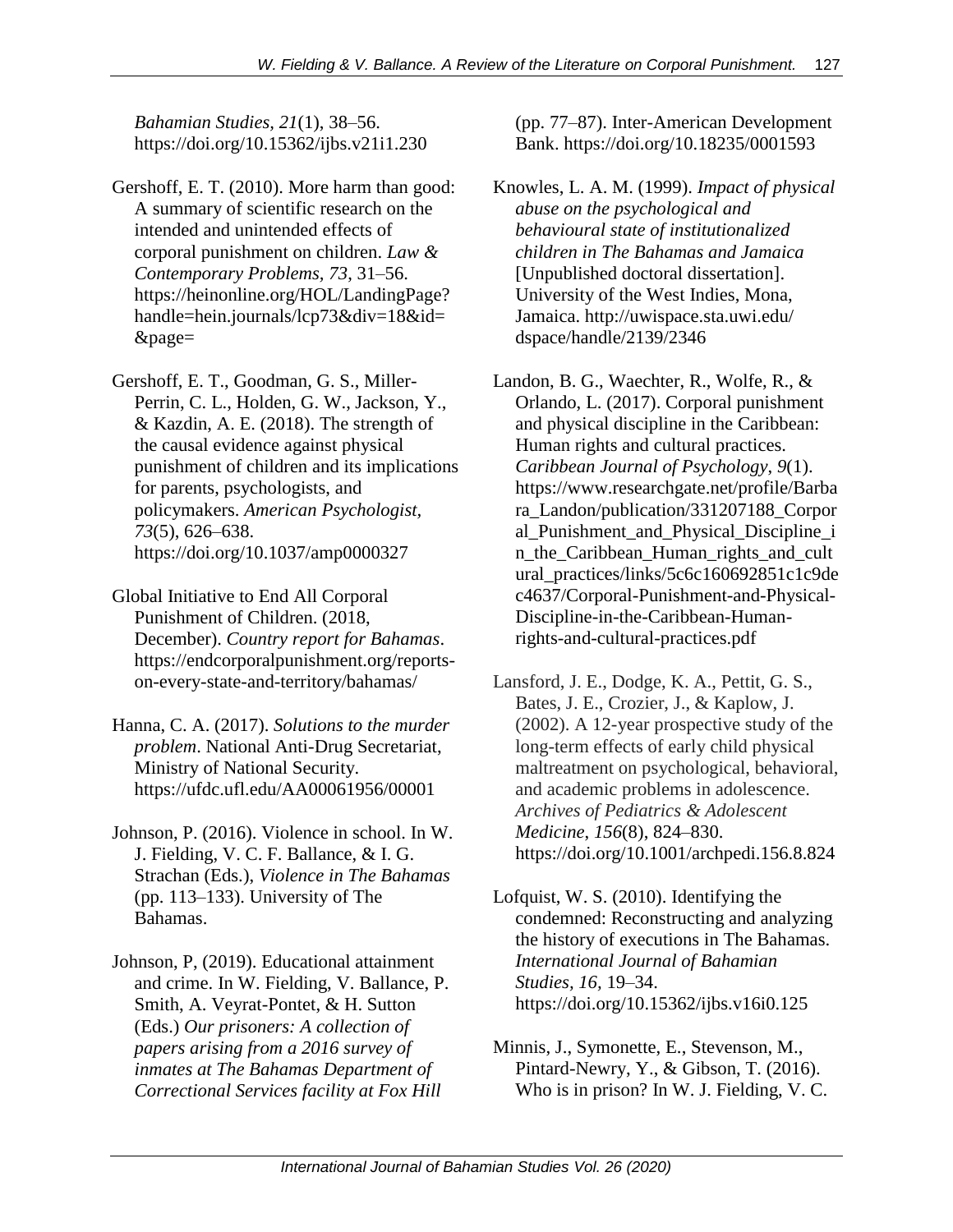*Bahamian Studies, 21*(1), 38–56. https://doi.org/10.15362/ijbs.v21i1.230

Gershoff, E. T. (2010). More harm than good: A summary of scientific research on the intended and unintended effects of corporal punishment on children. *Law & Contemporary Problems, 73*, 31–56. https://heinonline.org/HOL/LandingPage?handle=hein.journals/lcp73&div=18&id=&page=

Gershoff, E. T., Goodman, G. S., Miller-Perrin, C. L., Holden, G. W., Jackson, Y., & Kazdin, A. E. (2018). The strength of the causal evidence against physical punishment of children and its implications for parents, psychologists, and policymakers. *American Psychologist, 73*(5), 626–638. https://doi.org/10.1037/amp0000327

Global Initiative to End All Corporal Punishment of Children. (2018, December). *Country report for Bahamas*. https://endcorporalpunishment.org/reports-on-every-state-and-territory/bahamas/

Hanna, C. A. (2017). *Solutions to the murder problem*. National Anti-Drug Secretariat, Ministry of National Security. https://ufdc.ufl.edu/AA00061956/00001

Johnson, P. (2016). Violence in school. In W. J. Fielding, V. C. F. Ballance, & I. G. Strachan (Eds.), *Violence in The Bahamas* (pp. 113–133). University of The Bahamas.

Johnson, P, (2019). Educational attainment and crime. In W. Fielding, V. Ballance, P. Smith, A. Veyrat-Pontet, & H. Sutton (Eds.) *Our prisoners: A collection of papers arising from a 2016 survey of inmates at The Bahamas Department of Correctional Services facility at Fox Hill* (pp. 77–87). Inter-American Development Bank. https://doi.org/10.18235/0001593

Knowles, L. A. M. (1999). *Impact of physical abuse on the psychological and behavioural state of institutionalized children in The Bahamas and Jamaica* [Unpublished doctoral dissertation]. University of the West Indies, Mona, Jamaica. http://uwispace.sta.uwi.edu/dspace/handle/2139/2346

Landon, B. G., Waechter, R., Wolfe, R., & Orlando, L. (2017). Corporal punishment and physical discipline in the Caribbean: Human rights and cultural practices. *Caribbean Journal of Psychology, 9*(1). https://www.researchgate.net/profile/Barbara_Landon/publication/331207188_Corporal_Punishment_and_Physical_Discipline_in_the_Caribbean_Human_rights_and_cultural_practices/links/5c6c160692851c1c9dec4637/Corporal-Punishment-and-Physical-Discipline-in-the-Caribbean-Human-rights-and-cultural-practices.pdf

Lansford, J. E., Dodge, K. A., Pettit, G. S., Bates, J. E., Crozier, J., & Kaplow, J. (2002). A 12-year prospective study of the long-term effects of early child physical maltreatment on psychological, behavioral, and academic problems in adolescence. *Archives of Pediatrics & Adolescent Medicine, 156*(8), 824–830. https://doi.org/10.1001/archpedi.156.8.824

Lofquist, W. S. (2010). Identifying the condemned: Reconstructing and analyzing the history of executions in The Bahamas. *International Journal of Bahamian Studies, 16*, 19–34. https://doi.org/10.15362/ijbs.v16i0.125

Minnis, J., Symonette, E., Stevenson, M., Pintard-Newry, Y., & Gibson, T. (2016). Who is in prison? In W. J. Fielding, V. C.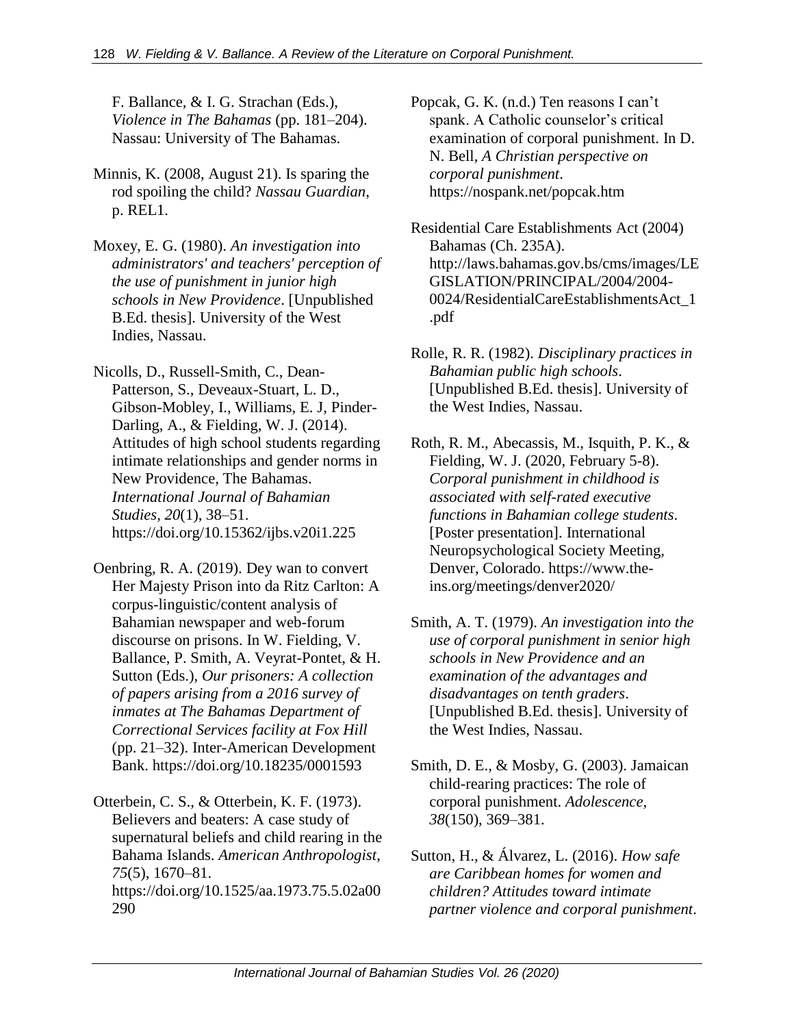F. Ballance, & I. G. Strachan (Eds.), *Violence in The Bahamas* (pp. 181–204). Nassau: University of The Bahamas.

Minnis, K. (2008, August 21). Is sparing the rod spoiling the child? *Nassau Guardian*, p. REL1.

Moxey, E. G. (1980). *An investigation into administrators' and teachers' perception of the use of punishment in junior high schools in New Providence*. [Unpublished B.Ed. thesis]. University of the West Indies, Nassau.

Nicolls, D., Russell-Smith, C., Dean-Patterson, S., Deveaux-Stuart, L. D., Gibson-Mobley, I., Williams, E. J, Pinder-Darling, A., & Fielding, W. J. (2014). Attitudes of high school students regarding intimate relationships and gender norms in New Providence, The Bahamas. *International Journal of Bahamian Studies, 20*(1), 38–51. https://doi.org/10.15362/ijbs.v20i1.225

Oenbring, R. A. (2019). Dey wan to convert Her Majesty Prison into da Ritz Carlton: A corpus-linguistic/content analysis of Bahamian newspaper and web-forum discourse on prisons. In W. Fielding, V. Ballance, P. Smith, A. Veyrat-Pontet, & H. Sutton (Eds.), *Our prisoners: A collection of papers arising from a 2016 survey of inmates at The Bahamas Department of Correctional Services facility at Fox Hill* (pp. 21–32). Inter-American Development Bank. https://doi.org/10.18235/0001593

Otterbein, C. S., & Otterbein, K. F. (1973). Believers and beaters: A case study of supernatural beliefs and child rearing in the Bahama Islands. *American Anthropologist, 75*(5), 1670–81. https://doi.org/10.1525/aa.1973.75.5.02a00290

Popcak, G. K. (n.d.) Ten reasons I can't spank. A Catholic counselor's critical examination of corporal punishment. In D. N. Bell, *A Christian perspective on corporal punishment*. https://nospank.net/popcak.htm

Residential Care Establishments Act (2004) Bahamas (Ch. 235A). http://laws.bahamas.gov.bs/cms/images/LEGISLATION/PRINCIPAL/2004/2004-0024/ResidentialCareEstablishmentsAct_1.pdf

Rolle, R. R. (1982). *Disciplinary practices in Bahamian public high schools*. [Unpublished B.Ed. thesis]. University of the West Indies, Nassau.

Roth, R. M., Abecassis, M., Isquith, P. K., & Fielding, W. J. (2020, February 5-8). *Corporal punishment in childhood is associated with self-rated executive functions in Bahamian college students*. [Poster presentation]. International Neuropsychological Society Meeting, Denver, Colorado. https://www.the-ins.org/meetings/denver2020/

Smith, A. T. (1979). *An investigation into the use of corporal punishment in senior high schools in New Providence and an examination of the advantages and disadvantages on tenth graders*. [Unpublished B.Ed. thesis]. University of the West Indies, Nassau.

Smith, D. E., & Mosby, G. (2003). Jamaican child-rearing practices: The role of corporal punishment. *Adolescence, 38*(150), 369–381.

Sutton, H., & Álvarez, L. (2016). *How safe are Caribbean homes for women and children? Attitudes toward intimate partner violence and corporal punishment*.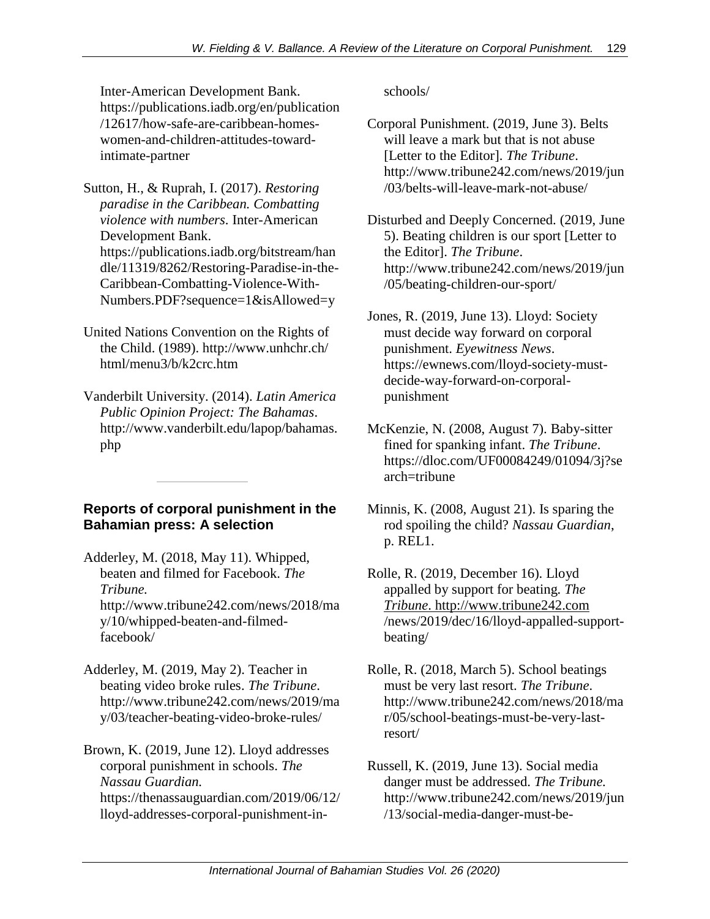Inter-American Development Bank. https://publications.iadb.org/en/publication/12617/how-safe-are-caribbean-homes-women-and-children-attitudes-toward-intimate-partner

Sutton, H., & Ruprah, I. (2017). *Restoring paradise in the Caribbean. Combatting violence with numbers*. Inter-American Development Bank. https://publications.iadb.org/bitstream/handle/11319/8262/Restoring-Paradise-in-the-Caribbean-Combatting-Violence-With-Numbers.PDF?sequence=1&isAllowed=y

United Nations Convention on the Rights of the Child. (1989). http://www.unhchr.ch/html/menu3/b/k2crc.htm

Vanderbilt University. (2014). *Latin America Public Opinion Project: The Bahamas*. http://www.vanderbilt.edu/lapop/bahamas.php

---

### Reports of corporal punishment in the Bahamian press: A selection

Adderley, M. (2018, May 11). Whipped, beaten and filmed for Facebook. *The Tribune.* http://www.tribune242.com/news/2018/may/10/whipped-beaten-and-filmed-facebook/

Adderley, M. (2019, May 2). Teacher in beating video broke rules. *The Tribune*. http://www.tribune242.com/news/2019/may/03/teacher-beating-video-broke-rules/

Brown, K. (2019, June 12). Lloyd addresses corporal punishment in schools. *The Nassau Guardian.* https://thenassauguardian.com/2019/06/12/lloyd-addresses-corporal-punishment-in-schools/

Corporal Punishment. (2019, June 3). Belts will leave a mark but that is not abuse [Letter to the Editor]. *The Tribune*. http://www.tribune242.com/news/2019/jun/03/belts-will-leave-mark-not-abuse/

Disturbed and Deeply Concerned. (2019, June 5). Beating children is our sport [Letter to the Editor]. *The Tribune*. http://www.tribune242.com/news/2019/jun/05/beating-children-our-sport/

Jones, R. (2019, June 13). Lloyd: Society must decide way forward on corporal punishment. *Eyewitness News*. https://ewnews.com/lloyd-society-must-decide-way-forward-on-corporal-punishment

McKenzie, N. (2008, August 7). Baby-sitter fined for spanking infant. *The Tribune*. https://dloc.com/UF00084249/01094/3j?search=tribune

Minnis, K. (2008, August 21). Is sparing the rod spoiling the child? *Nassau Guardian*, p. REL1.

Rolle, R. (2019, December 16). Lloyd appalled by support for beating. *The Tribune*. http://www.tribune242.com/news/2019/dec/16/lloyd-appalled-support-beating/

Rolle, R. (2018, March 5). School beatings must be very last resort. *The Tribune*. http://www.tribune242.com/news/2018/mar/05/school-beatings-must-be-very-last-resort/

Russell, K. (2019, June 13). Social media danger must be addressed. *The Tribune.* http://www.tribune242.com/news/2019/jun/13/social-media-danger-must-be-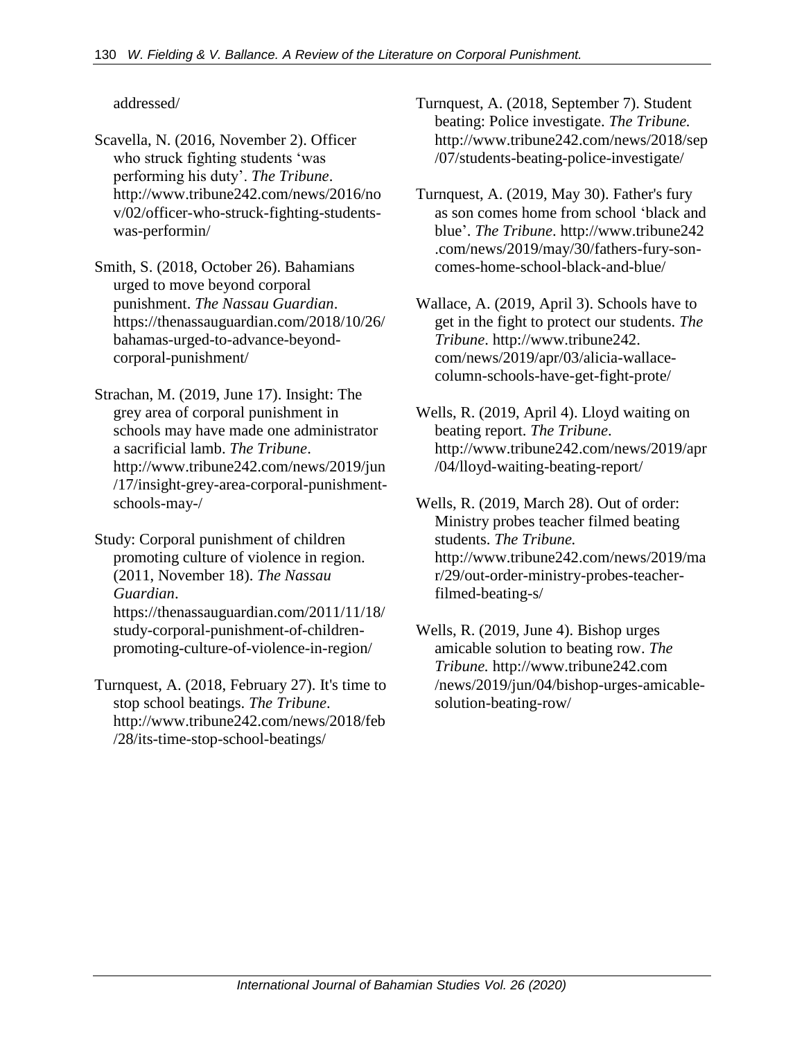addressed/

Scavella, N. (2016, November 2). Officer who struck fighting students 'was performing his duty'. *The Tribune*. http://www.tribune242.com/news/2016/nov/02/officer-who-struck-fighting-students-was-performin/

Smith, S. (2018, October 26). Bahamians urged to move beyond corporal punishment. *The Nassau Guardian*. https://thenassauguardian.com/2018/10/26/bahamas-urged-to-advance-beyond-corporal-punishment/

Strachan, M. (2019, June 17). Insight: The grey area of corporal punishment in schools may have made one administrator a sacrificial lamb. *The Tribune*. http://www.tribune242.com/news/2019/jun/17/insight-grey-area-corporal-punishment-schools-may-/

Study: Corporal punishment of children promoting culture of violence in region. (2011, November 18). *The Nassau Guardian*. https://thenassauguardian.com/2011/11/18/study-corporal-punishment-of-children-promoting-culture-of-violence-in-region/

Turnquest, A. (2018, February 27). It's time to stop school beatings. *The Tribune*. http://www.tribune242.com/news/2018/feb/28/its-time-stop-school-beatings/

Turnquest, A. (2018, September 7). Student beating: Police investigate. *The Tribune.* http://www.tribune242.com/news/2018/sep/07/students-beating-police-investigate/

Turnquest, A. (2019, May 30). Father's fury as son comes home from school 'black and blue'. *The Tribune*. http://www.tribune242.com/news/2019/may/30/fathers-fury-son-comes-home-school-black-and-blue/

Wallace, A. (2019, April 3). Schools have to get in the fight to protect our students. *The Tribune*. http://www.tribune242.com/news/2019/apr/03/alicia-wallace-column-schools-have-get-fight-prote/

Wells, R. (2019, April 4). Lloyd waiting on beating report. *The Tribune*. http://www.tribune242.com/news/2019/apr/04/lloyd-waiting-beating-report/

Wells, R. (2019, March 28). Out of order: Ministry probes teacher filmed beating students. *The Tribune.* http://www.tribune242.com/news/2019/mar/29/out-order-ministry-probes-teacher-filmed-beating-s/

Wells, R. (2019, June 4). Bishop urges amicable solution to beating row. *The Tribune.* http://www.tribune242.com/news/2019/jun/04/bishop-urges-amicable-solution-beating-row/